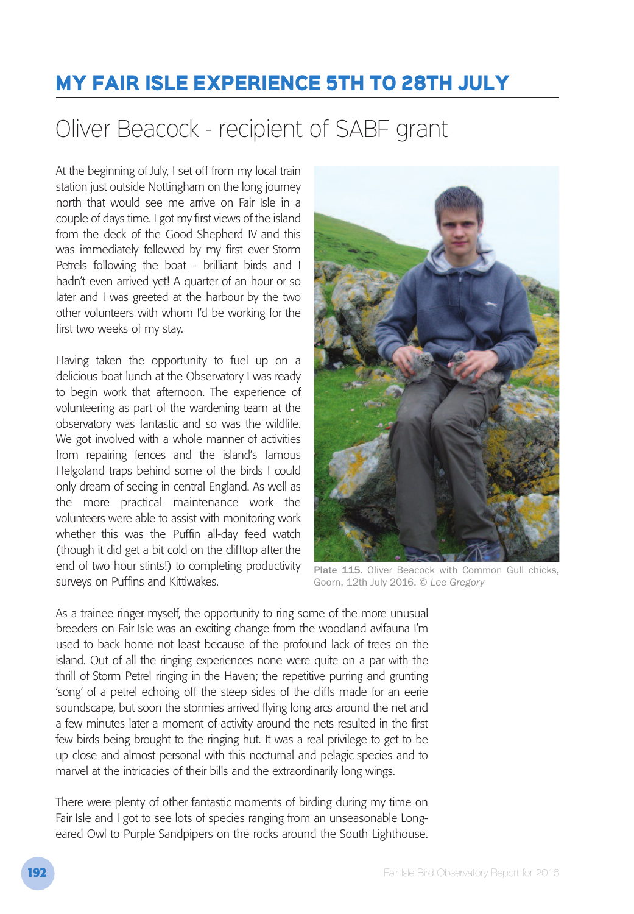# MY FAIR ISLE EXPERIENCE 5TH TO 28TH JULY

## Oliver Beacock - recipient of SABF grant

At the beginning of July, I set off from my local train station just outside Nottingham on the long journey north that would see me arrive on Fair Isle in a couple of days time. I got my first views of the island from the deck of the Good Shepherd IV and this was immediately followed by my first ever Storm Petrels following the boat - brilliant birds and I hadn't even arrived yet! A quarter of an hour or so later and I was greeted at the harbour by the two other volunteers with whom I'd be working for the first two weeks of my stay.

Having taken the opportunity to fuel up on a delicious boat lunch at the Observatory I was ready to begin work that afternoon. The experience of volunteering as part of the wardening team at the observatory was fantastic and so was the wildlife. We got involved with a whole manner of activities from repairing fences and the island's famous Helgoland traps behind some of the birds I could only dream of seeing in central England. As well as the more practical maintenance work the volunteers were able to assist with monitoring work whether this was the Puffin all-day feed watch (though it did get a bit cold on the clifftop after the end of two hour stints!) to completing productivity surveys on Puffins and Kittiwakes.

**Plate 115.** Oliver Beacock with Common Gull chicks, Goorn, 12th July 2016. © *Lee Gregory*

As a trainee ringer myself, the opportunity to ring some of the more unusual breeders on Fair Isle was an exciting change from the woodland avifauna I'm used to back home not least because of the profound lack of trees on the island. Out of all the ringing experiences none were quite on a par with the thrill of Storm Petrel ringing in the Haven; the repetitive purring and grunting 'song' of a petrel echoing off the steep sides of the cliffs made for an eerie soundscape, but soon the stormies arrived flying long arcs around the net and a few minutes later a moment of activity around the nets resulted in the first few birds being brought to the ringing hut. It was a real privilege to get to be up close and almost personal with this nocturnal and pelagic species and to marvel at the intricacies of their bills and the extraordinarily long wings.

There were plenty of other fantastic moments of birding during my time on Fair Isle and I got to see lots of species ranging from an unseasonable Long-eared Owl to Purple Sandpipers on the rocks around the South Lighthouse.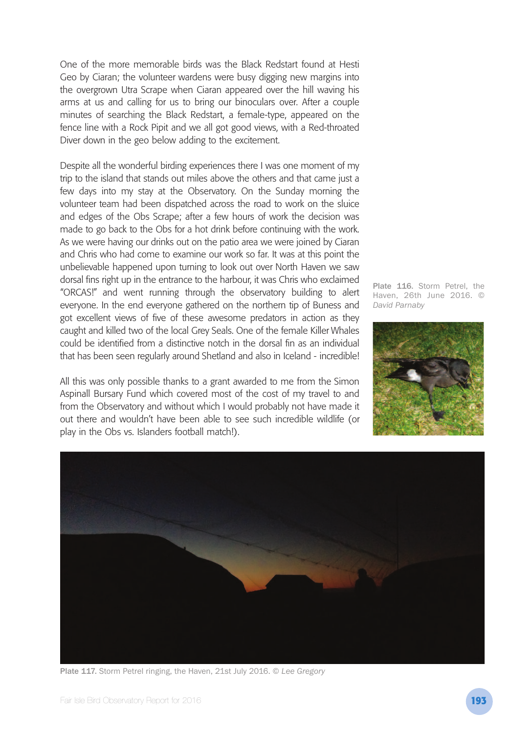One of the more memorable birds was the Black Redstart found at Hesti Geo by Ciaran; the volunteer wardens were busy digging new margins into the overgrown Utra Scrape when Ciaran appeared over the hill waving his arms at us and calling for us to bring our binoculars over. After a couple minutes of searching the Black Redstart, a female-type, appeared on the fence line with a Rock Pipit and we all got good views, with a Red-throated Diver down in the geo below adding to the excitement.

Despite all the wonderful birding experiences there I was one moment of my trip to the island that stands out miles above the others and that came just a few days into my stay at the Observatory. On the Sunday morning the volunteer team had been dispatched across the road to work on the sluice and edges of the Obs Scrape; after a few hours of work the decision was made to go back to the Obs for a hot drink before continuing with the work. As we were having our drinks out on the patio area we were joined by Ciaran and Chris who had come to examine our work so far. It was at this point the unbelievable happened upon turning to look out over North Haven we saw dorsal fins right up in the entrance to the harbour, it was Chris who exclaimed "ORCAS!" and went running through the observatory building to alert everyone. In the end everyone gathered on the northern tip of Buness and got excellent views of five of these awesome predators in action as they caught and killed two of the local Grey Seals. One of the female Killer Whales could be identified from a distinctive notch in the dorsal fin as an individual that has been seen regularly around Shetland and also in Iceland - incredible!

All this was only possible thanks to a grant awarded to me from the Simon Aspinall Bursary Fund which covered most of the cost of my travel to and from the Observatory and without which I would probably not have made it out there and wouldn't have been able to see such incredible wildlife (or play in the Obs vs. Islanders football match!).

**Plate 116.** Storm Petrel, the Haven, 26th June 2016. © *David Parnaby*

**Plate 117.** Storm Petrel ringing, the Haven, 21st July 2016. © *Lee Gregory*